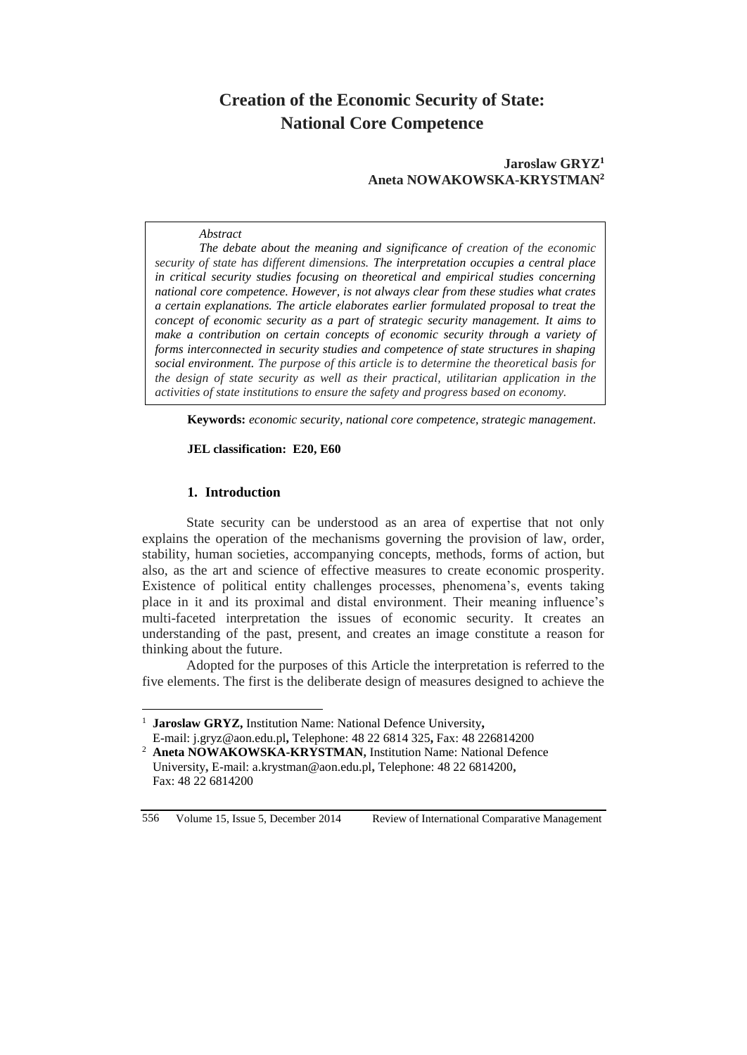# Creation of the Economic Security of State: National Core Competence

**Jaroslaw GRYZ[1]**
**Aneta NOWAKOWSKA-KRYSTMAN[2]**

*Abstract*

*The debate about the meaning and significance of creation of the economic security of state has different dimensions. The interpretation occupies a central place in critical security studies focusing on theoretical and empirical studies concerning national core competence. However, is not always clear from these studies what crates a certain explanations. The article elaborates earlier formulated proposal to treat the concept of economic security as a part of strategic security management. It aims to make a contribution on certain concepts of economic security through a variety of forms interconnected in security studies and competence of state structures in shaping social environment. The purpose of this article is to determine the theoretical basis for the design of state security as well as their practical, utilitarian application in the activities of state institutions to ensure the safety and progress based on economy.*

**Keywords:** *economic security, national core competence, strategic management.*

**JEL classification: E20, E60**

## 1. Introduction

State security can be understood as an area of expertise that not only explains the operation of the mechanisms governing the provision of law, order, stability, human societies, accompanying concepts, methods, forms of action, but also, as the art and science of effective measures to create economic prosperity. Existence of political entity challenges processes, phenomena's, events taking place in it and its proximal and distal environment. Their meaning influence's multi-faceted interpretation the issues of economic security. It creates an understanding of the past, present, and creates an image constitute a reason for thinking about the future.

Adopted for the purposes of this Article the interpretation is referred to the five elements. The first is the deliberate design of measures designed to achieve the

---

[1] **Jaroslaw GRYZ,** Institution Name: National Defence University**,** E-mail: j.gryz@aon.edu.pl**,** Telephone: 48 22 6814 325**,** Fax: 48 226814200

[2] **Aneta NOWAKOWSKA-KRYSTMAN,** Institution Name: National Defence University**,** E-mail: a.krystman@aon.edu.pl**,** Telephone: 48 22 6814200**,** Fax: 48 22 6814200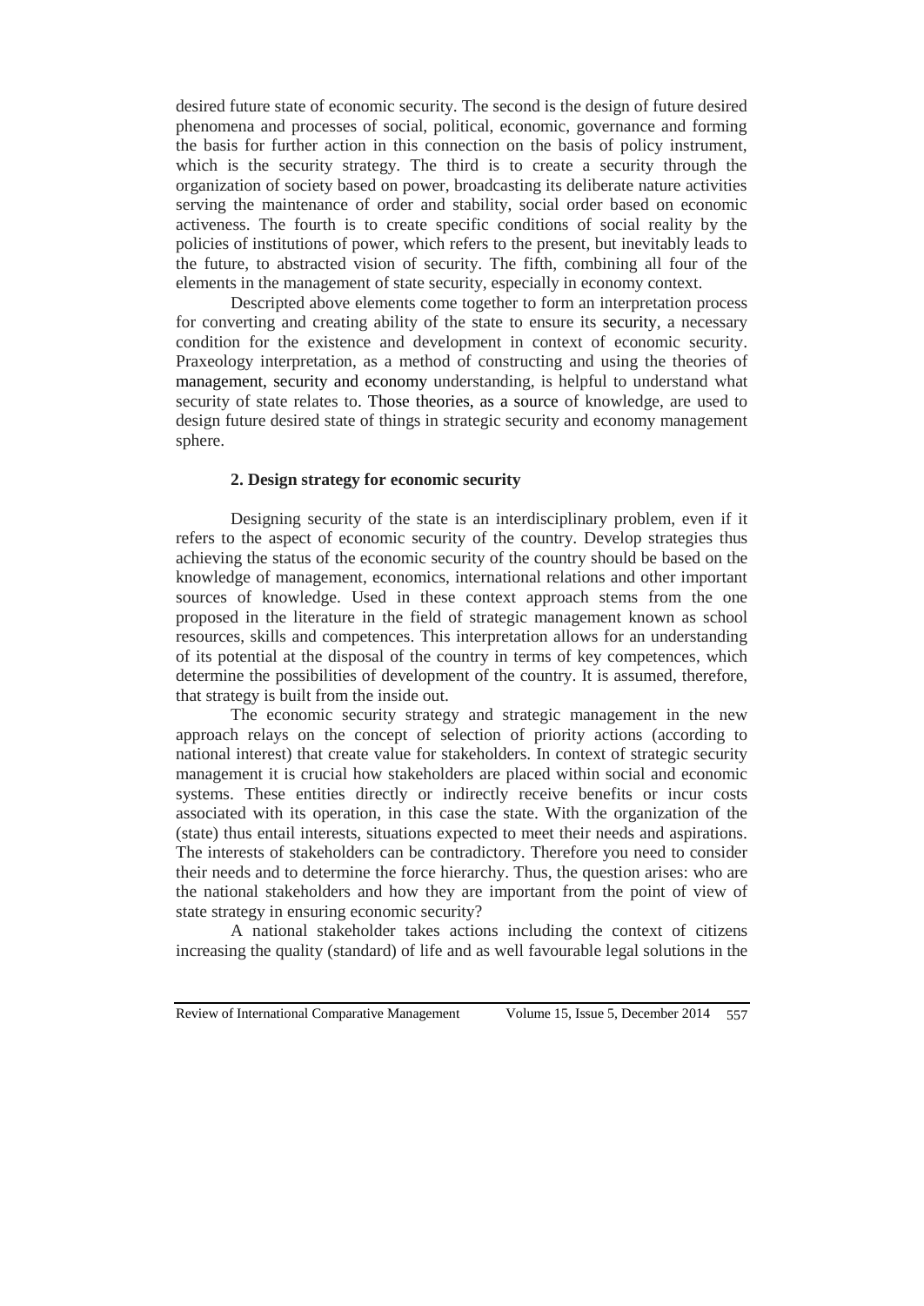desired future state of economic security. The second is the design of future desired phenomena and processes of social, political, economic, governance and forming the basis for further action in this connection on the basis of policy instrument, which is the security strategy. The third is to create a security through the organization of society based on power, broadcasting its deliberate nature activities serving the maintenance of order and stability, social order based on economic activeness. The fourth is to create specific conditions of social reality by the policies of institutions of power, which refers to the present, but inevitably leads to the future, to abstracted vision of security. The fifth, combining all four of the elements in the management of state security, especially in economy context.

Descripted above elements come together to form an interpretation process for converting and creating ability of the state to ensure its security, a necessary condition for the existence and development in context of economic security. Praxeology interpretation, as a method of constructing and using the theories of management, security and economy understanding, is helpful to understand what security of state relates to. Those theories, as a source of knowledge, are used to design future desired state of things in strategic security and economy management sphere.

## 2. Design strategy for economic security

Designing security of the state is an interdisciplinary problem, even if it refers to the aspect of economic security of the country. Develop strategies thus achieving the status of the economic security of the country should be based on the knowledge of management, economics, international relations and other important sources of knowledge. Used in these context approach stems from the one proposed in the literature in the field of strategic management known as school resources, skills and competences. This interpretation allows for an understanding of its potential at the disposal of the country in terms of key competences, which determine the possibilities of development of the country. It is assumed, therefore, that strategy is built from the inside out.

The economic security strategy and strategic management in the new approach relays on the concept of selection of priority actions (according to national interest) that create value for stakeholders. In context of strategic security management it is crucial how stakeholders are placed within social and economic systems. These entities directly or indirectly receive benefits or incur costs associated with its operation, in this case the state. With the organization of the (state) thus entail interests, situations expected to meet their needs and aspirations. The interests of stakeholders can be contradictory. Therefore you need to consider their needs and to determine the force hierarchy. Thus, the question arises: who are the national stakeholders and how they are important from the point of view of state strategy in ensuring economic security?

A national stakeholder takes actions including the context of citizens increasing the quality (standard) of life and as well favourable legal solutions in the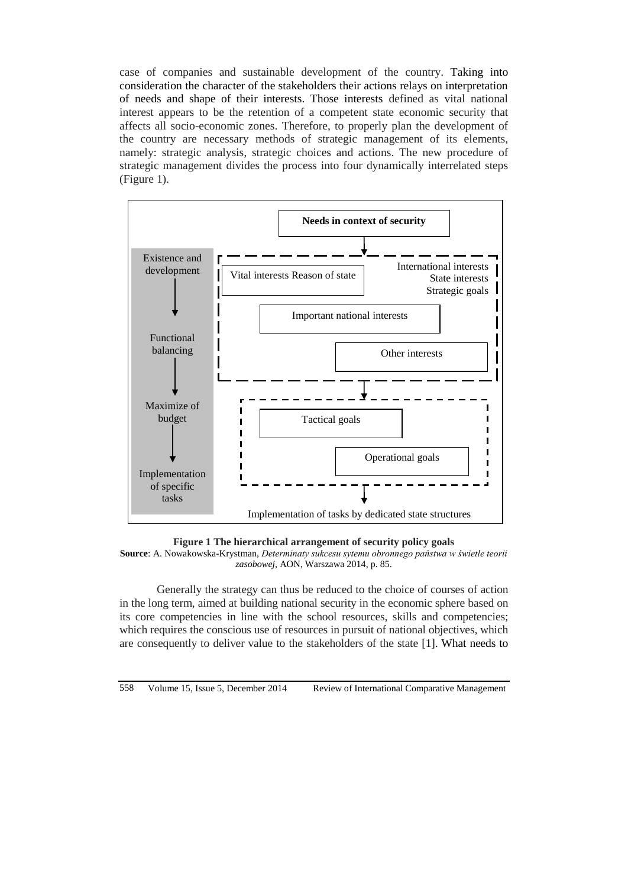case of companies and sustainable development of the country. Taking into consideration the character of the stakeholders their actions relays on interpretation of needs and shape of their interests. Those interests defined as vital national interest appears to be the retention of a competent state economic security that affects all socio-economic zones. Therefore, to properly plan the development of the country are necessary methods of strategic management of its elements, namely: strategic analysis, strategic choices and actions. The new procedure of strategic management divides the process into four dynamically interrelated steps (Figure 1).

**Needs in context of security**

- Existence and development → Functional balancing → Maximize of budget → Implementation of specific tasks
- Vital interests Reason of state
- International interests; State interests; Strategic goals
- Important national interests
- Other interests
- Tactical goals
- Operational goals
- Implementation of tasks by dedicated state structures

**Figure 1 The hierarchical arrangement of security policy goals**
**Source**: A. Nowakowska-Krystman, *Determinaty sukcesu sytemu obronnego państwa w świetle teorii zasobowej*, AON, Warszawa 2014, p. 85.

Generally the strategy can thus be reduced to the choice of courses of action in the long term, aimed at building national security in the economic sphere based on its core competencies in line with the school resources, skills and competencies; which requires the conscious use of resources in pursuit of national objectives, which are consequently to deliver value to the stakeholders of the state [1]. What needs to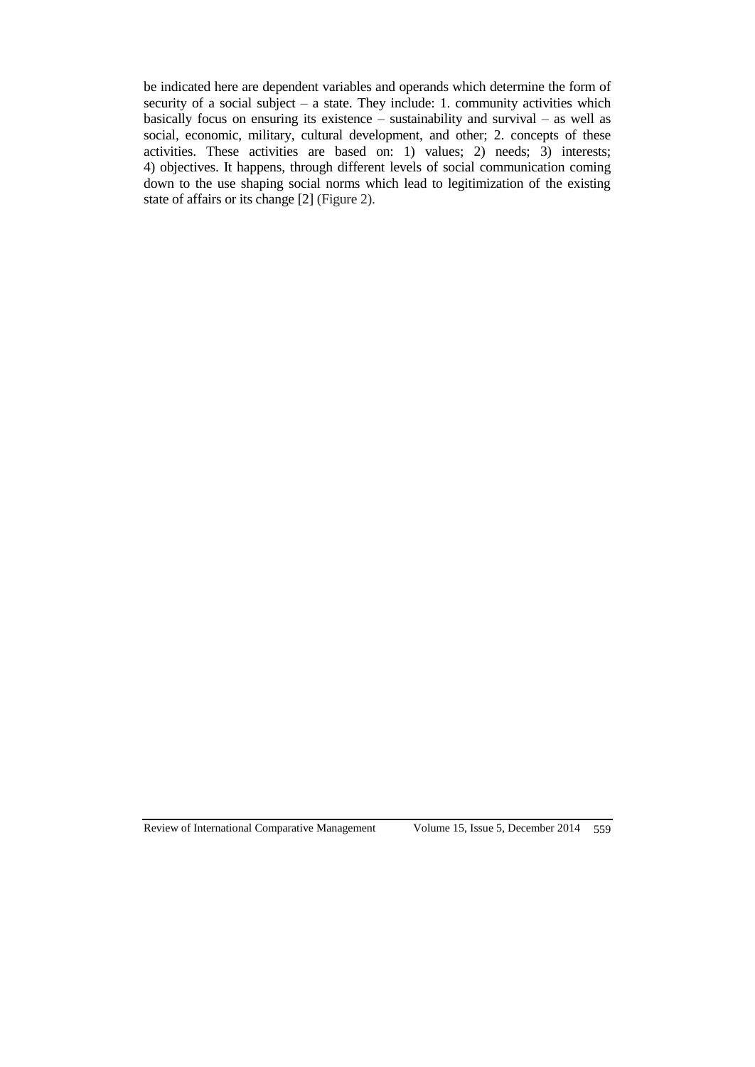be indicated here are dependent variables and operands which determine the form of security of a social subject – a state. They include: 1. community activities which basically focus on ensuring its existence – sustainability and survival – as well as social, economic, military, cultural development, and other; 2. concepts of these activities. These activities are based on: 1) values; 2) needs; 3) interests; 4) objectives. It happens, through different levels of social communication coming down to the use shaping social norms which lead to legitimization of the existing state of affairs or its change [2] (Figure 2).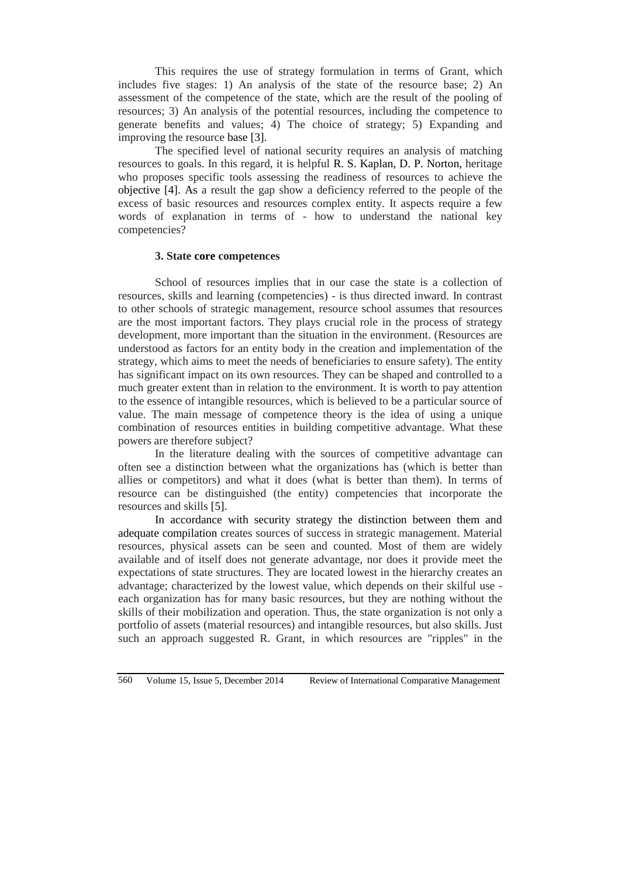This requires the use of strategy formulation in terms of Grant, which includes five stages: 1) An analysis of the state of the resource base; 2) An assessment of the competence of the state, which are the result of the pooling of resources; 3) An analysis of the potential resources, including the competence to generate benefits and values; 4) The choice of strategy; 5) Expanding and improving the resource base [3].

The specified level of national security requires an analysis of matching resources to goals. In this regard, it is helpful R. S. Kaplan, D. P. Norton, heritage who proposes specific tools assessing the readiness of resources to achieve the objective [4]. As a result the gap show a deficiency referred to the people of the excess of basic resources and resources complex entity. It aspects require a few words of explanation in terms of - how to understand the national key competencies?

### 3. State core competences

School of resources implies that in our case the state is a collection of resources, skills and learning (competencies) - is thus directed inward. In contrast to other schools of strategic management, resource school assumes that resources are the most important factors. They plays crucial role in the process of strategy development, more important than the situation in the environment. (Resources are understood as factors for an entity body in the creation and implementation of the strategy, which aims to meet the needs of beneficiaries to ensure safety). The entity has significant impact on its own resources. They can be shaped and controlled to a much greater extent than in relation to the environment. It is worth to pay attention to the essence of intangible resources, which is believed to be a particular source of value. The main message of competence theory is the idea of using a unique combination of resources entities in building competitive advantage. What these powers are therefore subject?

In the literature dealing with the sources of competitive advantage can often see a distinction between what the organizations has (which is better than allies or competitors) and what it does (what is better than them). In terms of resource can be distinguished (the entity) competencies that incorporate the resources and skills [5].

In accordance with security strategy the distinction between them and adequate compilation creates sources of success in strategic management. Material resources, physical assets can be seen and counted. Most of them are widely available and of itself does not generate advantage, nor does it provide meet the expectations of state structures. They are located lowest in the hierarchy creates an advantage; characterized by the lowest value, which depends on their skilful use - each organization has for many basic resources, but they are nothing without the skills of their mobilization and operation. Thus, the state organization is not only a portfolio of assets (material resources) and intangible resources, but also skills. Just such an approach suggested R. Grant, in which resources are "ripples" in the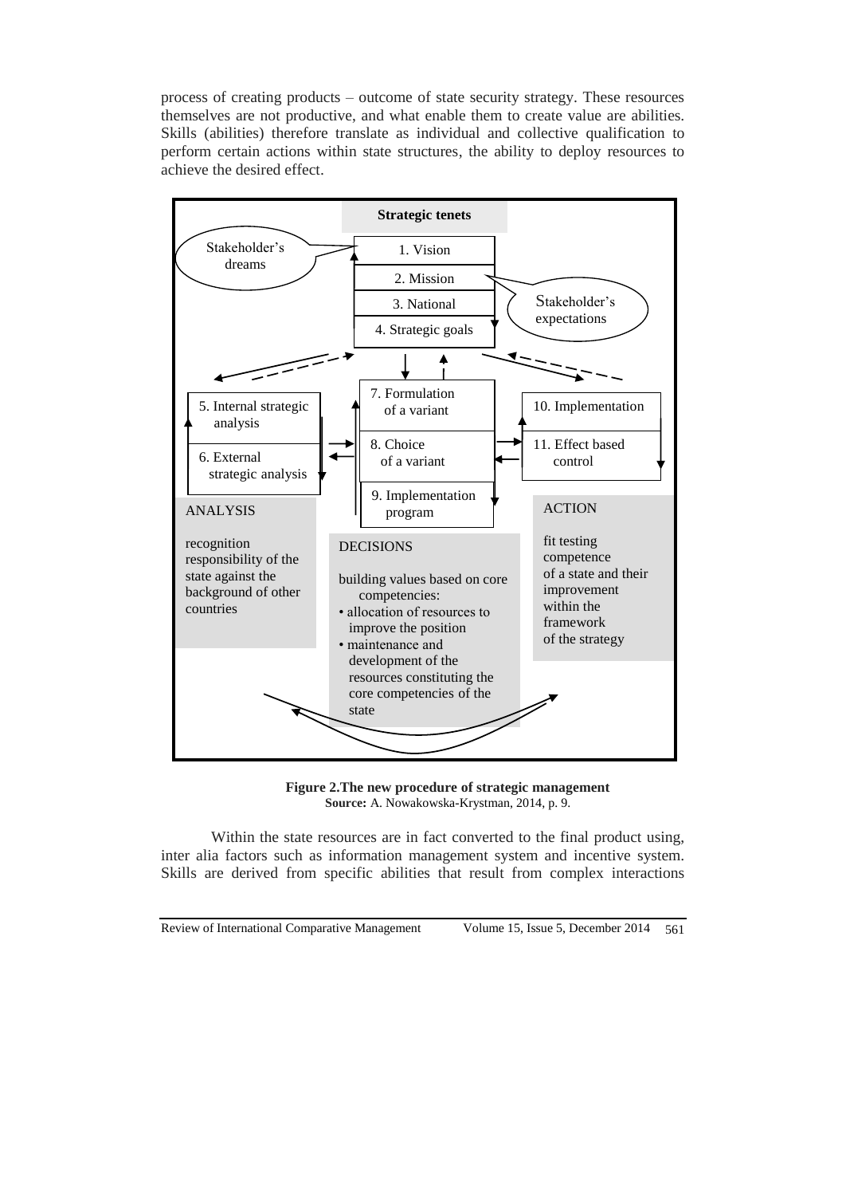process of creating products – outcome of state security strategy. These resources themselves are not productive, and what enable them to create value are abilities. Skills (abilities) therefore translate as individual and collective qualification to perform certain actions within state structures, the ability to deploy resources to achieve the desired effect.

**Strategic tenets**

Stakeholder's dreams

1. Vision
2. Mission
3. National
4. Strategic goals

Stakeholder's expectations

5. Internal strategic analysis
6. External strategic analysis

7. Formulation of a variant
8. Choice of a variant
9. Implementation program

10. Implementation
11. Effect based control

ANALYSIS

recognition responsibility of the state against the background of other countries

DECISIONS

building values based on core competencies:
- allocation of resources to improve the position
- maintenance and development of the resources constituting the core competencies of the state

ACTION

fit testing competence of a state and their improvement within the framework of the strategy

**Figure 2.The new procedure of strategic management**
**Source:** A. Nowakowska-Krystman, 2014, p. 9.

Within the state resources are in fact converted to the final product using, inter alia factors such as information management system and incentive system. Skills are derived from specific abilities that result from complex interactions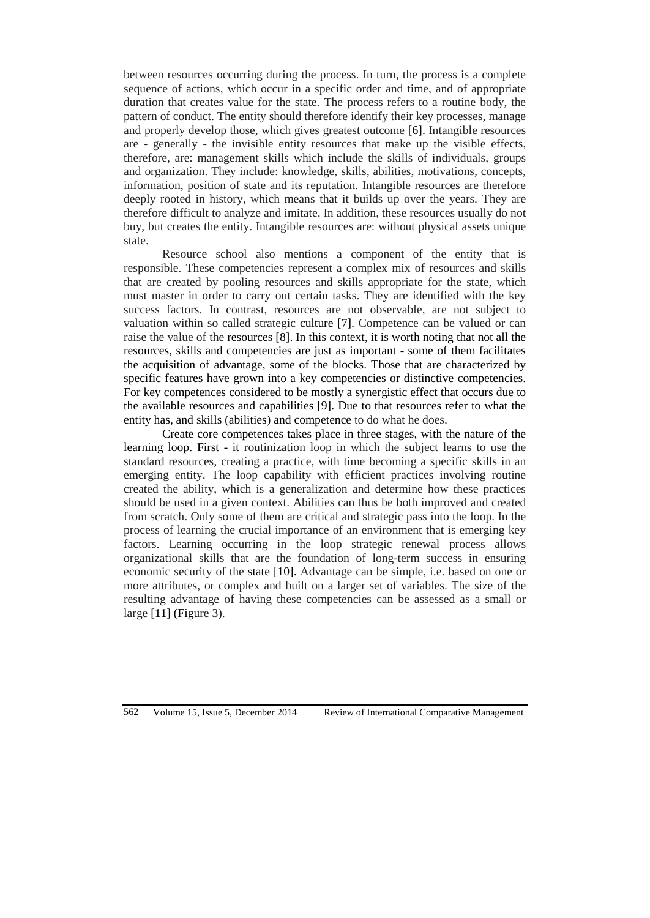between resources occurring during the process. In turn, the process is a complete sequence of actions, which occur in a specific order and time, and of appropriate duration that creates value for the state. The process refers to a routine body, the pattern of conduct. The entity should therefore identify their key processes, manage and properly develop those, which gives greatest outcome [6]. Intangible resources are - generally - the invisible entity resources that make up the visible effects, therefore, are: management skills which include the skills of individuals, groups and organization. They include: knowledge, skills, abilities, motivations, concepts, information, position of state and its reputation. Intangible resources are therefore deeply rooted in history, which means that it builds up over the years. They are therefore difficult to analyze and imitate. In addition, these resources usually do not buy, but creates the entity. Intangible resources are: without physical assets unique state.

Resource school also mentions a component of the entity that is responsible. These competencies represent a complex mix of resources and skills that are created by pooling resources and skills appropriate for the state, which must master in order to carry out certain tasks. They are identified with the key success factors. In contrast, resources are not observable, are not subject to valuation within so called strategic culture [7]. Competence can be valued or can raise the value of the resources [8]. In this context, it is worth noting that not all the resources, skills and competencies are just as important - some of them facilitates the acquisition of advantage, some of the blocks. Those that are characterized by specific features have grown into a key competencies or distinctive competencies. For key competences considered to be mostly a synergistic effect that occurs due to the available resources and capabilities [9]. Due to that resources refer to what the entity has, and skills (abilities) and competence to do what he does.

Create core competences takes place in three stages, with the nature of the learning loop. First - it routinization loop in which the subject learns to use the standard resources, creating a practice, with time becoming a specific skills in an emerging entity. The loop capability with efficient practices involving routine created the ability, which is a generalization and determine how these practices should be used in a given context. Abilities can thus be both improved and created from scratch. Only some of them are critical and strategic pass into the loop. In the process of learning the crucial importance of an environment that is emerging key factors. Learning occurring in the loop strategic renewal process allows organizational skills that are the foundation of long-term success in ensuring economic security of the state [10]. Advantage can be simple, i.e. based on one or more attributes, or complex and built on a larger set of variables. The size of the resulting advantage of having these competencies can be assessed as a small or large [11] (Figure 3).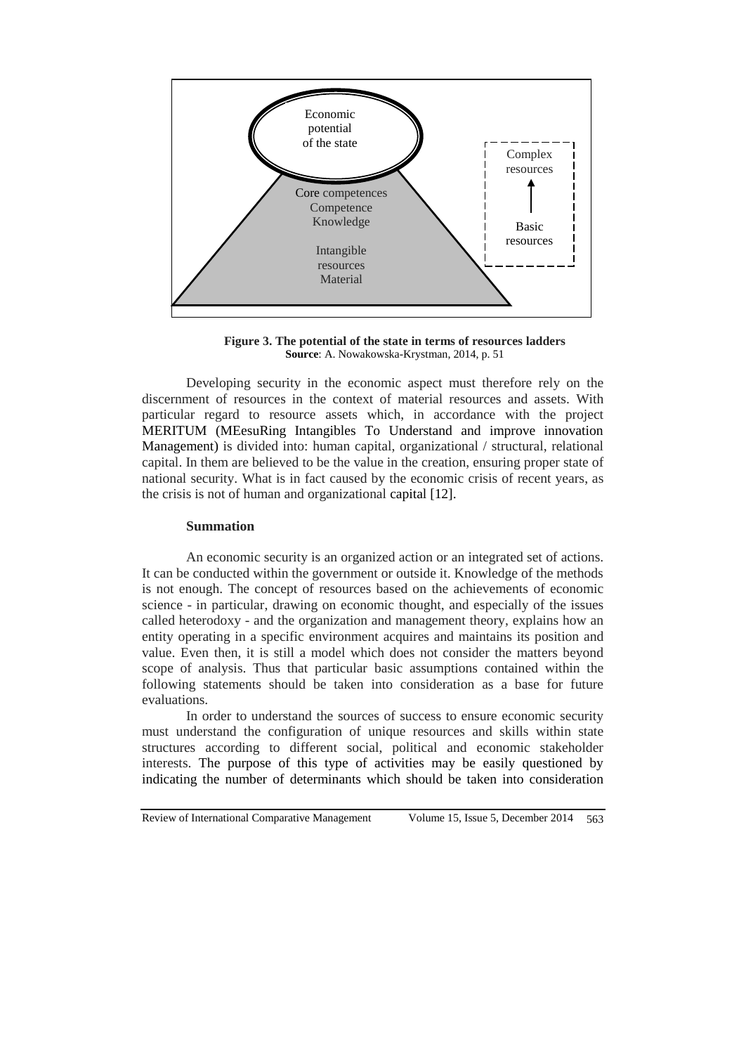Economic potential of the state

Core competences
Competence
Knowledge

Intangible resources
Material

Complex resources

Basic resources

**Figure 3. The potential of the state in terms of resources ladders**
**Source**: A. Nowakowska-Krystman, 2014, p. 51

Developing security in the economic aspect must therefore rely on the discernment of resources in the context of material resources and assets. With particular regard to resource assets which, in accordance with the project MERITUM (MEesuRing Intangibles To Understand and improve innovation Management) is divided into: human capital, organizational / structural, relational capital. In them are believed to be the value in the creation, ensuring proper state of national security. What is in fact caused by the economic crisis of recent years, as the crisis is not of human and organizational capital [12].

**Summation**

An economic security is an organized action or an integrated set of actions. It can be conducted within the government or outside it. Knowledge of the methods is not enough. The concept of resources based on the achievements of economic science - in particular, drawing on economic thought, and especially of the issues called heterodoxy - and the organization and management theory, explains how an entity operating in a specific environment acquires and maintains its position and value. Even then, it is still a model which does not consider the matters beyond scope of analysis. Thus that particular basic assumptions contained within the following statements should be taken into consideration as a base for future evaluations.

In order to understand the sources of success to ensure economic security must understand the configuration of unique resources and skills within state structures according to different social, political and economic stakeholder interests. The purpose of this type of activities may be easily questioned by indicating the number of determinants which should be taken into consideration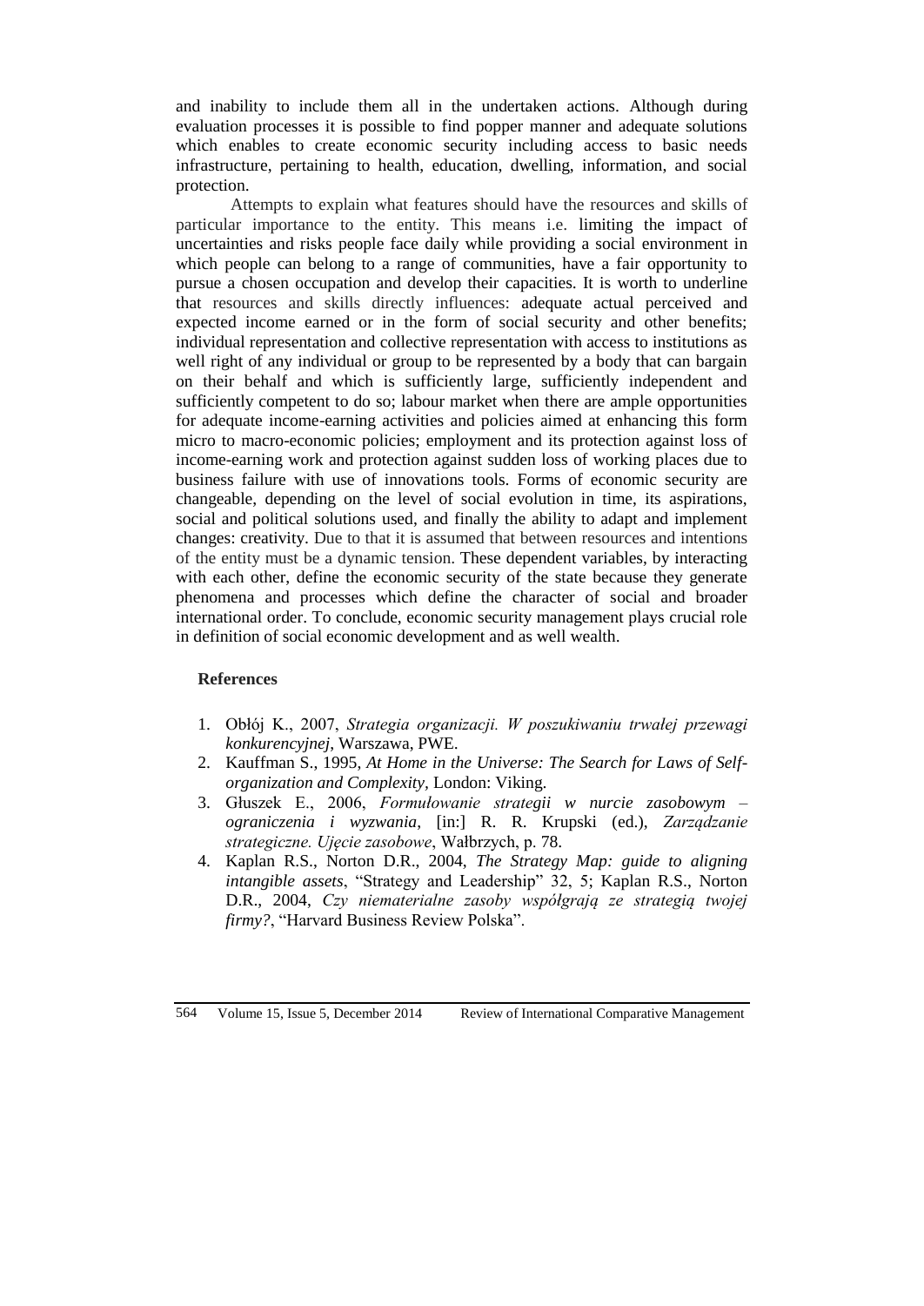and inability to include them all in the undertaken actions. Although during evaluation processes it is possible to find popper manner and adequate solutions which enables to create economic security including access to basic needs infrastructure, pertaining to health, education, dwelling, information, and social protection.

Attempts to explain what features should have the resources and skills of particular importance to the entity. This means i.e. limiting the impact of uncertainties and risks people face daily while providing a social environment in which people can belong to a range of communities, have a fair opportunity to pursue a chosen occupation and develop their capacities. It is worth to underline that resources and skills directly influences: adequate actual perceived and expected income earned or in the form of social security and other benefits; individual representation and collective representation with access to institutions as well right of any individual or group to be represented by a body that can bargain on their behalf and which is sufficiently large, sufficiently independent and sufficiently competent to do so; labour market when there are ample opportunities for adequate income-earning activities and policies aimed at enhancing this form micro to macro-economic policies; employment and its protection against loss of income-earning work and protection against sudden loss of working places due to business failure with use of innovations tools. Forms of economic security are changeable, depending on the level of social evolution in time, its aspirations, social and political solutions used, and finally the ability to adapt and implement changes: creativity. Due to that it is assumed that between resources and intentions of the entity must be a dynamic tension. These dependent variables, by interacting with each other, define the economic security of the state because they generate phenomena and processes which define the character of social and broader international order. To conclude, economic security management plays crucial role in definition of social economic development and as well wealth.

## References

1. Obłój K., 2007, *Strategia organizacji. W poszukiwaniu trwałej przewagi konkurencyjnej*, Warszawa, PWE.
2. Kauffman S., 1995, *At Home in the Universe: The Search for Laws of Self-organization and Complexity*, London: Viking.
3. Głuszek E., 2006, *Formułowanie strategii w nurcie zasobowym – ograniczenia i wyzwania*, [in:] R. R. Krupski (ed.), *Zarządzanie strategiczne. Ujęcie zasobowe*, Wałbrzych, p. 78.
4. Kaplan R.S., Norton D.R., 2004, *The Strategy Map: guide to aligning intangible assets*, "Strategy and Leadership" 32, 5; Kaplan R.S., Norton D.R., 2004, *Czy niematerialne zasoby współgrają ze strategią twojej firmy?*, "Harvard Business Review Polska".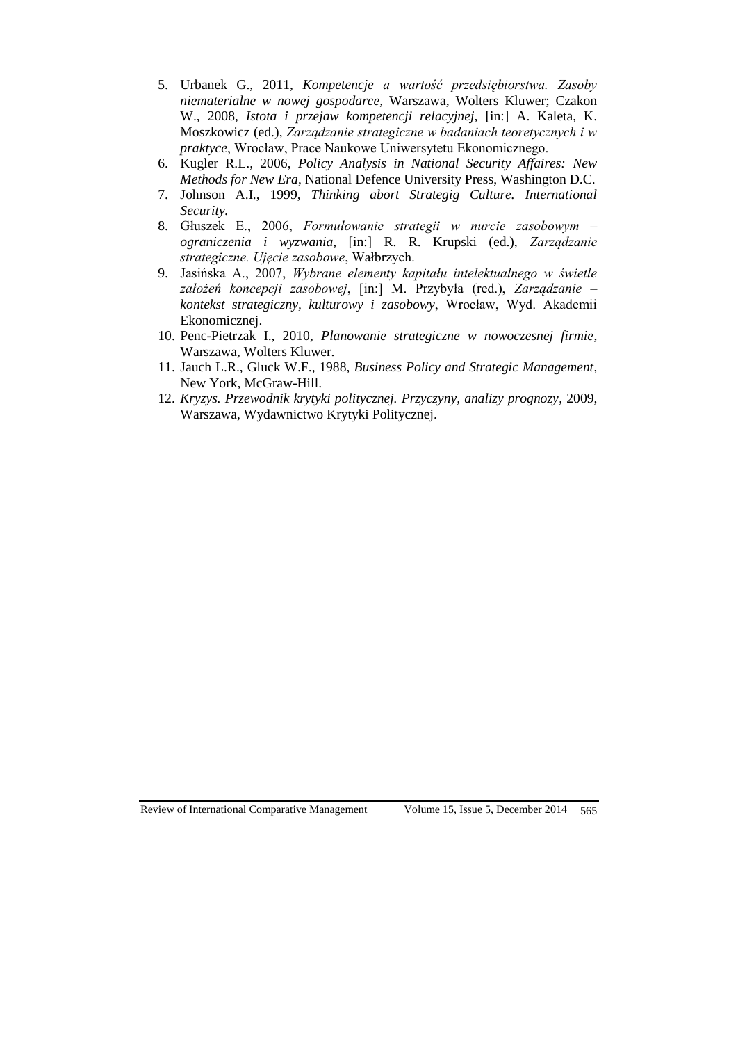5. Urbanek G., 2011, *Kompetencje a wartość przedsiębiorstwa. Zasoby niematerialne w nowej gospodarce*, Warszawa, Wolters Kluwer; Czakon W., 2008, *Istota i przejaw kompetencji relacyjnej*, [in:] A. Kaleta, K. Moszkowicz (ed.), *Zarządzanie strategiczne w badaniach teoretycznych i w praktyce*, Wrocław, Prace Naukowe Uniwersytetu Ekonomicznego.
6. Kugler R.L., 2006, *Policy Analysis in National Security Affaires: New Methods for New Era*, National Defence University Press, Washington D.C.
7. Johnson A.I., 1999, *Thinking abort Strategig Culture. International Security.*
8. Głuszek E., 2006, *Formułowanie strategii w nurcie zasobowym – ograniczenia i wyzwania*, [in:] R. R. Krupski (ed.), *Zarządzanie strategiczne. Ujęcie zasobowe*, Wałbrzych.
9. Jasińska A., 2007, *Wybrane elementy kapitału intelektualnego w świetle założeń koncepcji zasobowej*, [in:] M. Przybyła (red.), *Zarządzanie – kontekst strategiczny, kulturowy i zasobowy*, Wrocław, Wyd. Akademii Ekonomicznej.
10. Penc-Pietrzak I., 2010, *Planowanie strategiczne w nowoczesnej firmie*, Warszawa, Wolters Kluwer.
11. Jauch L.R., Gluck W.F., 1988, *Business Policy and Strategic Management*, New York, McGraw-Hill.
12. *Kryzys. Przewodnik krytyki politycznej. Przyczyny, analizy prognozy*, 2009, Warszawa, Wydawnictwo Krytyki Politycznej.